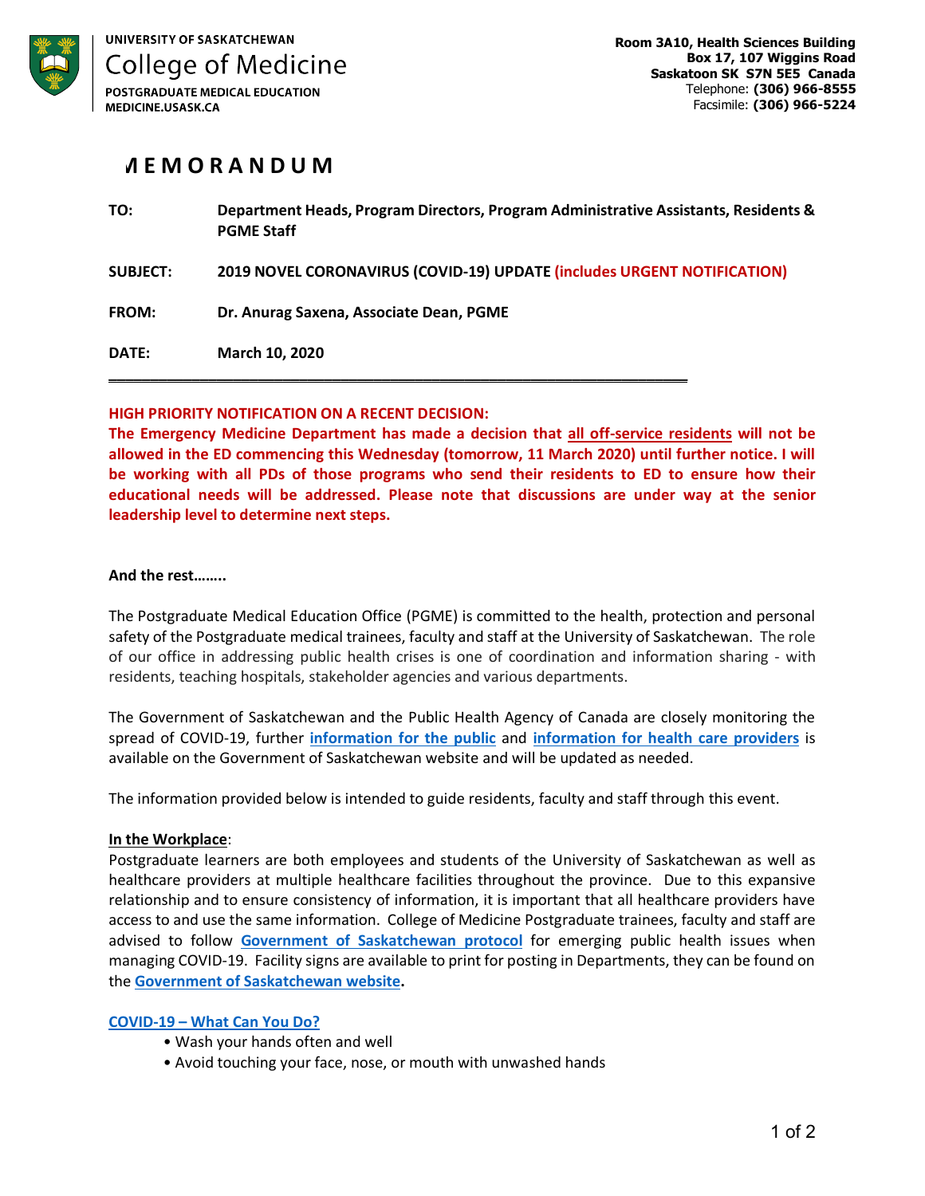UNIVERSITY OF SASKATCHEWAN
College of Medicine
POSTGRADUATE MEDICAL EDUCATION
MEDICINE.USASK.CA

**Room 3A10, Health Sciences Building**
**Box 17, 107 Wiggins Road**
**Saskatoon SK S7N 5E5 Canada**
Telephone: **(306) 966-8555**
Facsimile: **(306) 966-5224**

# MEMORANDUM

**TO:** **Department Heads, Program Directors, Program Administrative Assistants, Residents & PGME Staff**

**SUBJECT:** **2019 NOVEL CORONAVIRUS (COVID-19) UPDATE (includes URGENT NOTIFICATION)**

**FROM:** **Dr. Anurag Saxena, Associate Dean, PGME**

**DATE:** **March 10, 2020**

---

**HIGH PRIORITY NOTIFICATION ON A RECENT DECISION:**
**The Emergency Medicine Department has made a decision that all off-service residents will not be allowed in the ED commencing this Wednesday (tomorrow, 11 March 2020) until further notice. I will be working with all PDs of those programs who send their residents to ED to ensure how their educational needs will be addressed. Please note that discussions are under way at the senior leadership level to determine next steps.**

**And the rest……..**

The Postgraduate Medical Education Office (PGME) is committed to the health, protection and personal safety of the Postgraduate medical trainees, faculty and staff at the University of Saskatchewan. The role of our office in addressing public health crises is one of coordination and information sharing - with residents, teaching hospitals, stakeholder agencies and various departments.

The Government of Saskatchewan and the Public Health Agency of Canada are closely monitoring the spread of COVID-19, further **information for the public** and **information for health care providers** is available on the Government of Saskatchewan website and will be updated as needed.

The information provided below is intended to guide residents, faculty and staff through this event.

**In the Workplace**:
Postgraduate learners are both employees and students of the University of Saskatchewan as well as healthcare providers at multiple healthcare facilities throughout the province. Due to this expansive relationship and to ensure consistency of information, it is important that all healthcare providers have access to and use the same information. College of Medicine Postgraduate trainees, faculty and staff are advised to follow **Government of Saskatchewan protocol** for emerging public health issues when managing COVID-19. Facility signs are available to print for posting in Departments, they can be found on the **Government of Saskatchewan website.**

**COVID-19 – What Can You Do?**

- Wash your hands often and well
- Avoid touching your face, nose, or mouth with unwashed hands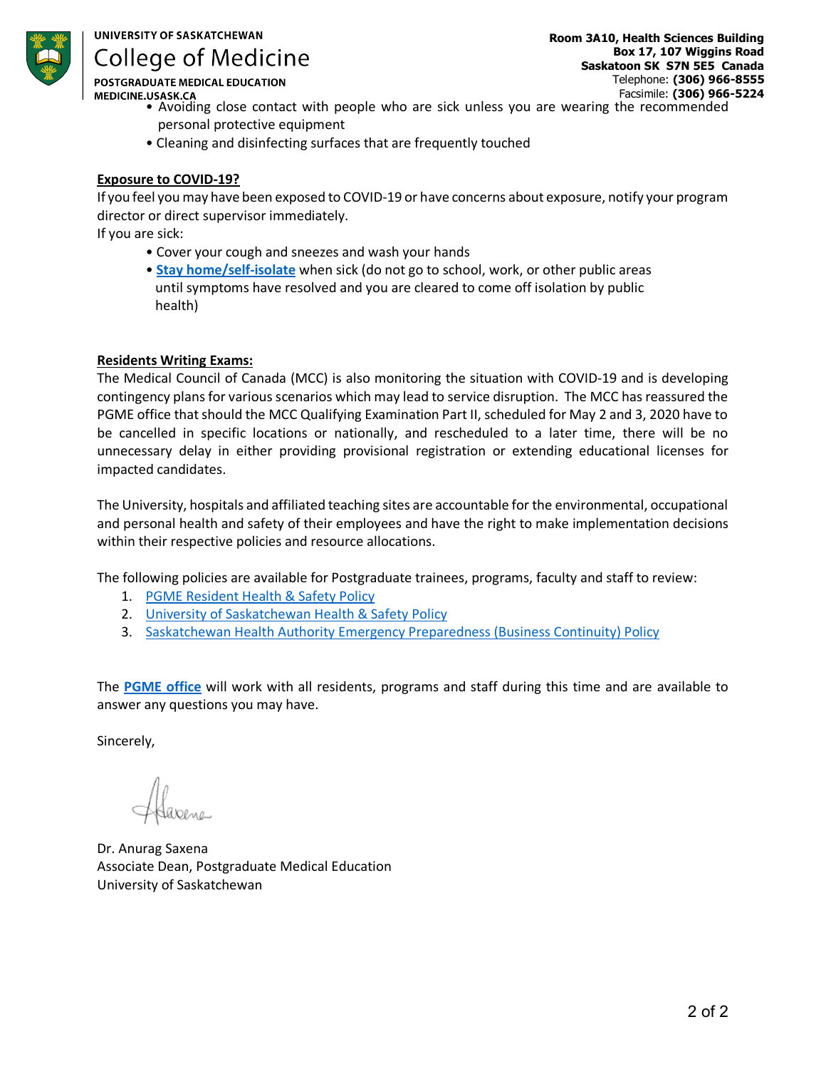- Avoiding close contact with people who are sick unless you are wearing the recommended personal protective equipment
- Cleaning and disinfecting surfaces that are frequently touched

**Exposure to COVID-19?**

If you feel you may have been exposed to COVID-19 or have concerns about exposure, notify your program director or direct supervisor immediately.

If you are sick:

- Cover your cough and sneezes and wash your hands
- **Stay home/self-isolate** when sick (do not go to school, work, or other public areas until symptoms have resolved and you are cleared to come off isolation by public health)

**Residents Writing Exams:**

The Medical Council of Canada (MCC) is also monitoring the situation with COVID-19 and is developing contingency plans for various scenarios which may lead to service disruption. The MCC has reassured the PGME office that should the MCC Qualifying Examination Part II, scheduled for May 2 and 3, 2020 have to be cancelled in specific locations or nationally, and rescheduled to a later time, there will be no unnecessary delay in either providing provisional registration or extending educational licenses for impacted candidates.

The University, hospitals and affiliated teaching sites are accountable for the environmental, occupational and personal health and safety of their employees and have the right to make implementation decisions within their respective policies and resource allocations.

The following policies are available for Postgraduate trainees, programs, faculty and staff to review:

1. PGME Resident Health & Safety Policy
2. University of Saskatchewan Health & Safety Policy
3. Saskatchewan Health Authority Emergency Preparedness (Business Continuity) Policy

The **PGME office** will work with all residents, programs and staff during this time and are available to answer any questions you may have.

Sincerely,

Dr. Anurag Saxena
Associate Dean, Postgraduate Medical Education
University of Saskatchewan